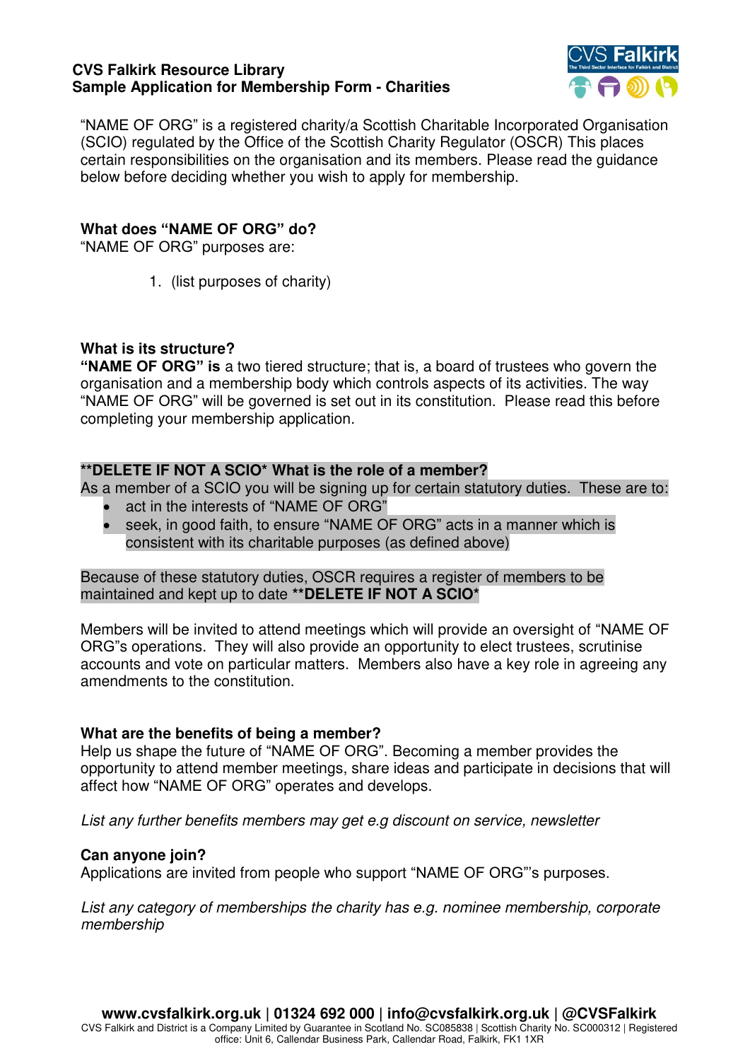**CVS Falkirk Resource Library**
**Sample Application for Membership Form - Charities**

"NAME OF ORG" is a registered charity/a Scottish Charitable Incorporated Organisation (SCIO) regulated by the Office of the Scottish Charity Regulator (OSCR) This places certain responsibilities on the organisation and its members. Please read the guidance below before deciding whether you wish to apply for membership.

### What does "NAME OF ORG" do?

"NAME OF ORG" purposes are:

1. (list purposes of charity)

### What is its structure?

**"NAME OF ORG" is** a two tiered structure; that is, a board of trustees who govern the organisation and a membership body which controls aspects of its activities. The way "NAME OF ORG" will be governed is set out in its constitution. Please read this before completing your membership application.

### **DELETE IF NOT A SCIO* What is the role of a member?

As a member of a SCIO you will be signing up for certain statutory duties. These are to:

- act in the interests of "NAME OF ORG"
- seek, in good faith, to ensure "NAME OF ORG" acts in a manner which is consistent with its charitable purposes (as defined above)

Because of these statutory duties, OSCR requires a register of members to be maintained and kept up to date **DELETE IF NOT A SCIO***

Members will be invited to attend meetings which will provide an oversight of "NAME OF ORG"s operations. They will also provide an opportunity to elect trustees, scrutinise accounts and vote on particular matters. Members also have a key role in agreeing any amendments to the constitution.

### What are the benefits of being a member?

Help us shape the future of "NAME OF ORG". Becoming a member provides the opportunity to attend member meetings, share ideas and participate in decisions that will affect how "NAME OF ORG" operates and develops.

*List any further benefits members may get e.g discount on service, newsletter*

### Can anyone join?

Applications are invited from people who support "NAME OF ORG"'s purposes.

*List any category of memberships the charity has e.g. nominee membership, corporate membership*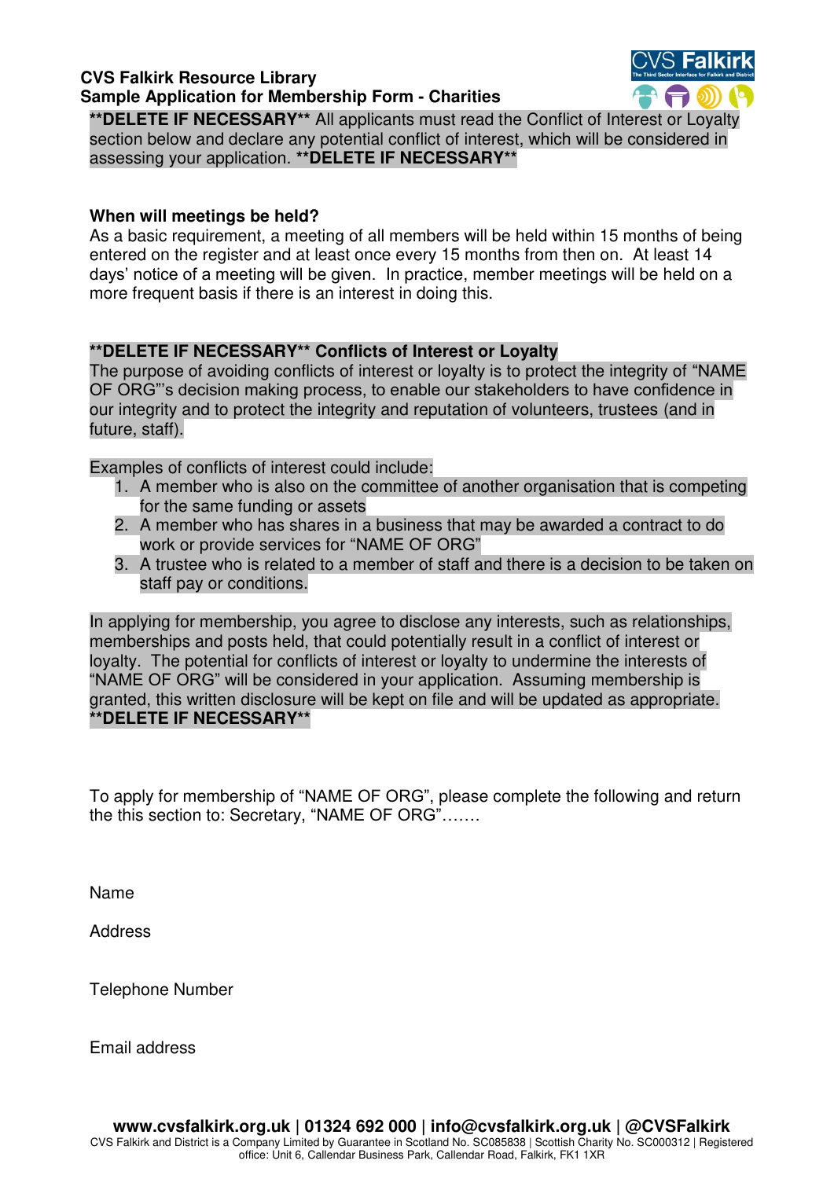**DELETE IF NECESSARY** All applicants must read the Conflict of Interest or Loyalty section below and declare any potential conflict of interest, which will be considered in assessing your application. **DELETE IF NECESSARY**

**When will meetings be held?**
As a basic requirement, a meeting of all members will be held within 15 months of being entered on the register and at least once every 15 months from then on. At least 14 days' notice of a meeting will be given. In practice, member meetings will be held on a more frequent basis if there is an interest in doing this.

**\*\*DELETE IF NECESSARY\*\* Conflicts of Interest or Loyalty**
The purpose of avoiding conflicts of interest or loyalty is to protect the integrity of "NAME OF ORG"'s decision making process, to enable our stakeholders to have confidence in our integrity and to protect the integrity and reputation of volunteers, trustees (and in future, staff).

Examples of conflicts of interest could include:

1. A member who is also on the committee of another organisation that is competing for the same funding or assets
2. A member who has shares in a business that may be awarded a contract to do work or provide services for "NAME OF ORG"
3. A trustee who is related to a member of staff and there is a decision to be taken on staff pay or conditions.

In applying for membership, you agree to disclose any interests, such as relationships, memberships and posts held, that could potentially result in a conflict of interest or loyalty. The potential for conflicts of interest or loyalty to undermine the interests of "NAME OF ORG" will be considered in your application. Assuming membership is granted, this written disclosure will be kept on file and will be updated as appropriate.
**\*\*DELETE IF NECESSARY\*\***

To apply for membership of "NAME OF ORG", please complete the following and return the this section to: Secretary, "NAME OF ORG"…….

Name

Address

Telephone Number

Email address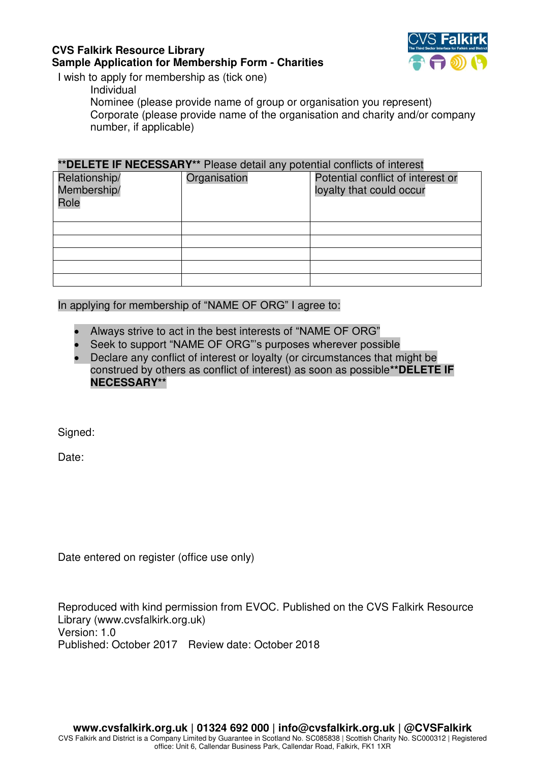**CVS Falkirk Resource Library**
**Sample Application for Membership Form - Charities**

I wish to apply for membership as (tick one)

Individual

Nominee (please provide name of group or organisation you represent)

Corporate (please provide name of the organisation and charity and/or company number, if applicable)

**DELETE IF NECESSARY** Please detail any potential conflicts of interest

| Relationship/ Membership/ Role | Organisation | Potential conflict of interest or loyalty that could occur |
|---|---|---|
| | | |
| | | |
| | | |
| | | |
| | | |

In applying for membership of "NAME OF ORG" I agree to:

- Always strive to act in the best interests of "NAME OF ORG"
- Seek to support "NAME OF ORG"'s purposes wherever possible
- Declare any conflict of interest or loyalty (or circumstances that might be construed by others as conflict of interest) as soon as possible**DELETE IF NECESSARY**

Signed:

Date:

Date entered on register (office use only)

Reproduced with kind permission from EVOC. Published on the CVS Falkirk Resource Library (www.cvsfalkirk.org.uk)
Version: 1.0
Published: October 2017 Review date: October 2018